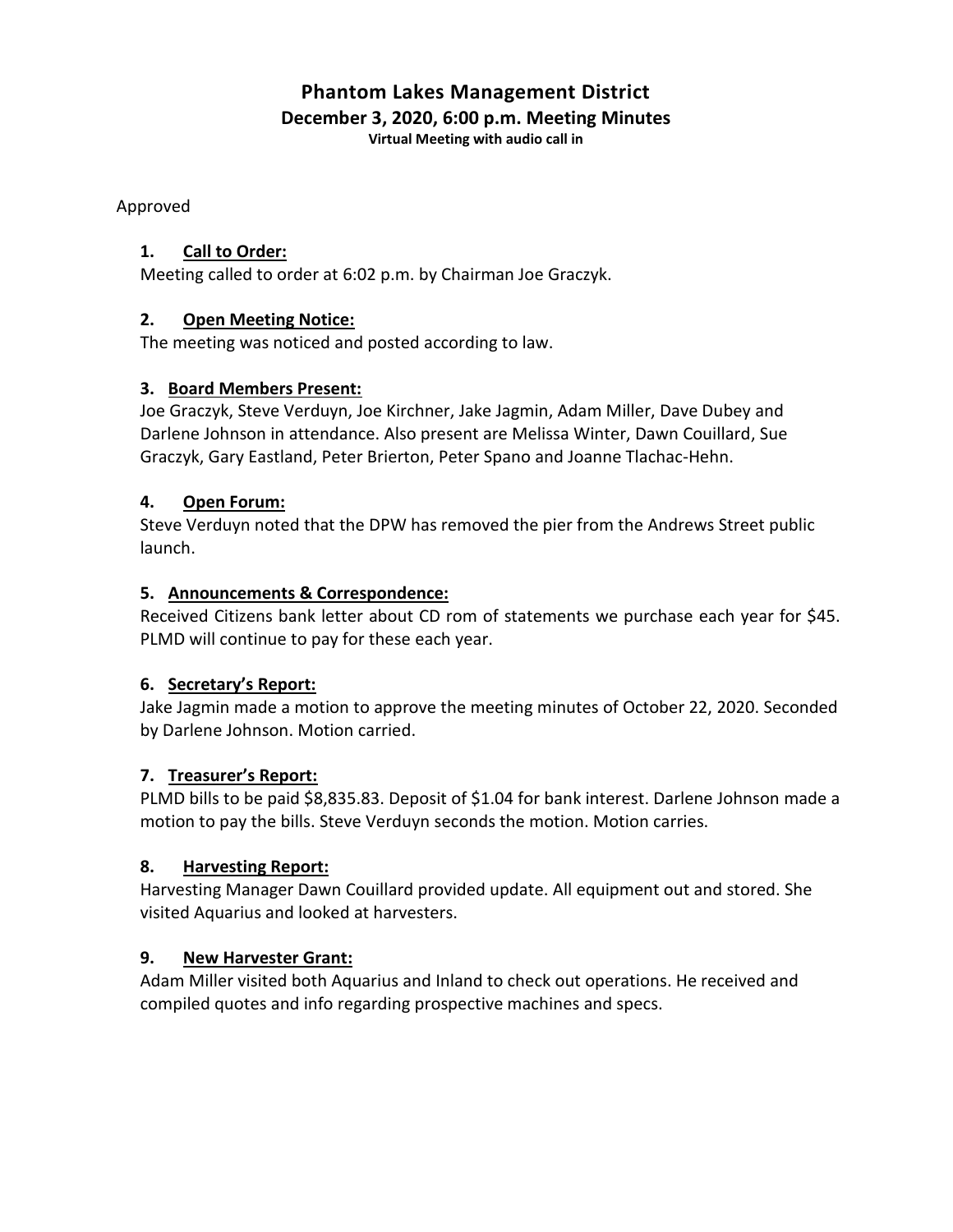# Phantom Lakes Management District

## December 3, 2020, 6:00 p.m. Meeting Minutes

**Virtual Meeting with audio call in**

Approved

### 1. Call to Order:

Meeting called to order at 6:02 p.m. by Chairman Joe Graczyk.

### 2. Open Meeting Notice:

The meeting was noticed and posted according to law.

### 3. Board Members Present:

Joe Graczyk, Steve Verduyn, Joe Kirchner, Jake Jagmin, Adam Miller, Dave Dubey and Darlene Johnson in attendance. Also present are Melissa Winter, Dawn Couillard, Sue Graczyk, Gary Eastland, Peter Brierton, Peter Spano and Joanne Tlachac-Hehn.

### 4. Open Forum:

Steve Verduyn noted that the DPW has removed the pier from the Andrews Street public launch.

### 5. Announcements & Correspondence:

Received Citizens bank letter about CD rom of statements we purchase each year for $45. PLMD will continue to pay for these each year.

### 6. Secretary's Report:

Jake Jagmin made a motion to approve the meeting minutes of October 22, 2020. Seconded by Darlene Johnson. Motion carried.

### 7. Treasurer's Report:

PLMD bills to be paid $8,835.83. Deposit of $1.04 for bank interest. Darlene Johnson made a motion to pay the bills. Steve Verduyn seconds the motion. Motion carries.

### 8. Harvesting Report:

Harvesting Manager Dawn Couillard provided update. All equipment out and stored. She visited Aquarius and looked at harvesters.

### 9. New Harvester Grant:

Adam Miller visited both Aquarius and Inland to check out operations. He received and compiled quotes and info regarding prospective machines and specs.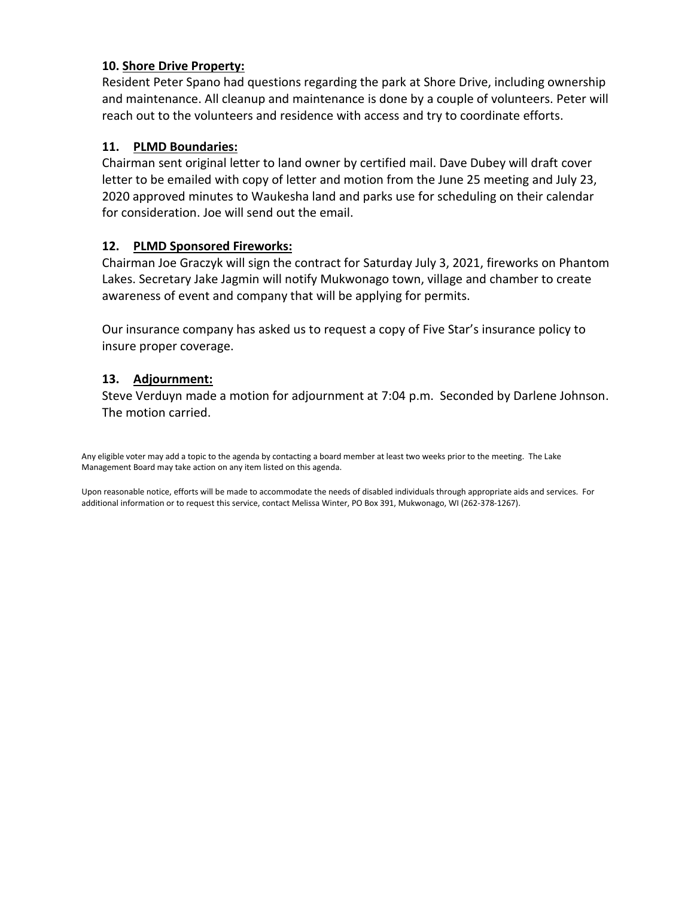**10. Shore Drive Property:**

Resident Peter Spano had questions regarding the park at Shore Drive, including ownership and maintenance. All cleanup and maintenance is done by a couple of volunteers. Peter will reach out to the volunteers and residence with access and try to coordinate efforts.

**11. PLMD Boundaries:**

Chairman sent original letter to land owner by certified mail. Dave Dubey will draft cover letter to be emailed with copy of letter and motion from the June 25 meeting and July 23, 2020 approved minutes to Waukesha land and parks use for scheduling on their calendar for consideration. Joe will send out the email.

**12. PLMD Sponsored Fireworks:**

Chairman Joe Graczyk will sign the contract for Saturday July 3, 2021, fireworks on Phantom Lakes. Secretary Jake Jagmin will notify Mukwonago town, village and chamber to create awareness of event and company that will be applying for permits.

Our insurance company has asked us to request a copy of Five Star's insurance policy to insure proper coverage.

**13. Adjournment:**

Steve Verduyn made a motion for adjournment at 7:04 p.m. Seconded by Darlene Johnson. The motion carried.

Any eligible voter may add a topic to the agenda by contacting a board member at least two weeks prior to the meeting. The Lake Management Board may take action on any item listed on this agenda.

Upon reasonable notice, efforts will be made to accommodate the needs of disabled individuals through appropriate aids and services. For additional information or to request this service, contact Melissa Winter, PO Box 391, Mukwonago, WI (262-378-1267).